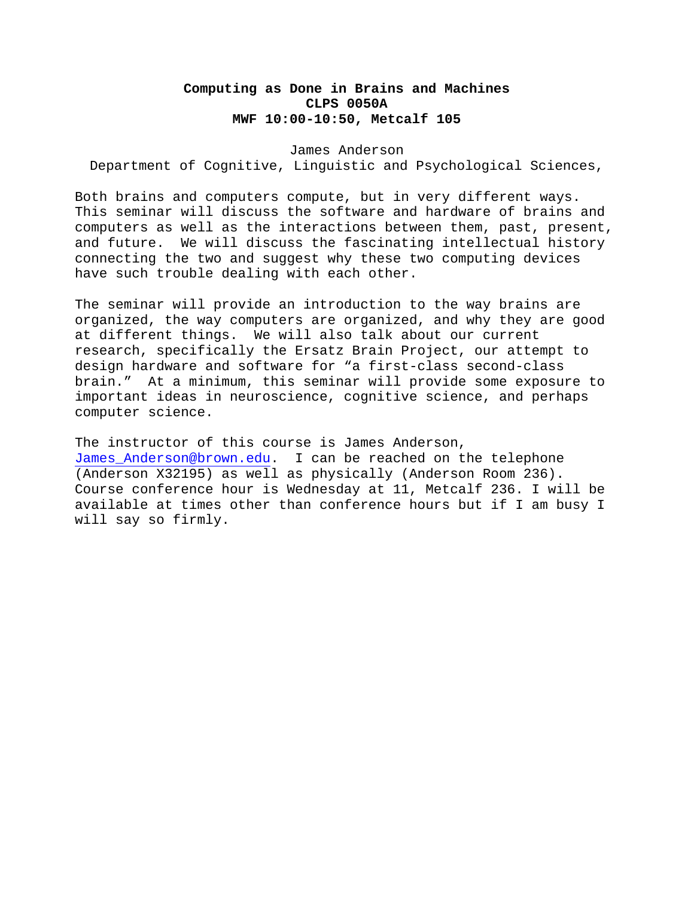**Computing as Done in Brains and Machines**
**CLPS 0050A**
**MWF 10:00-10:50, Metcalf 105**

James Anderson
Department of Cognitive, Linguistic and Psychological Sciences,

Both brains and computers compute, but in very different ways. This seminar will discuss the software and hardware of brains and computers as well as the interactions between them, past, present, and future. We will discuss the fascinating intellectual history connecting the two and suggest why these two computing devices have such trouble dealing with each other.

The seminar will provide an introduction to the way brains are organized, the way computers are organized, and why they are good at different things. We will also talk about our current research, specifically the Ersatz Brain Project, our attempt to design hardware and software for "a first-class second-class brain." At a minimum, this seminar will provide some exposure to important ideas in neuroscience, cognitive science, and perhaps computer science.

The instructor of this course is James Anderson, James_Anderson@brown.edu. I can be reached on the telephone (Anderson X32195) as well as physically (Anderson Room 236). Course conference hour is Wednesday at 11, Metcalf 236. I will be available at times other than conference hours but if I am busy I will say so firmly.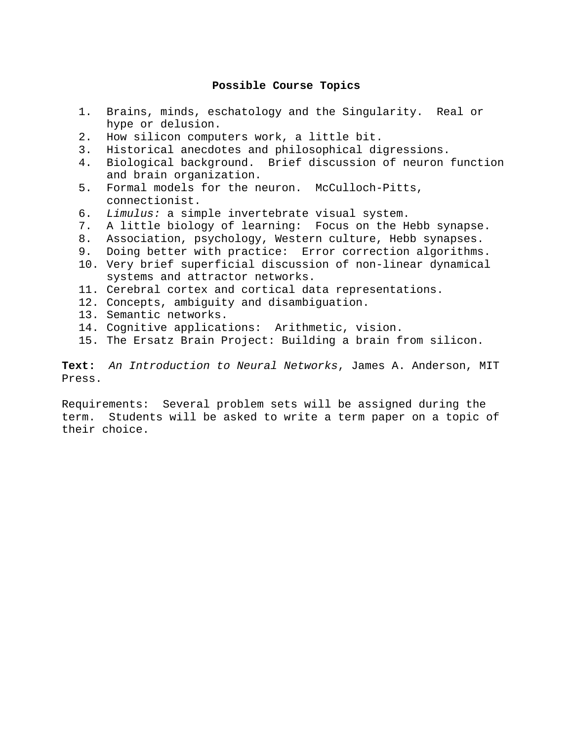## Possible Course Topics

1. Brains, minds, eschatology and the Singularity. Real or hype or delusion.
2. How silicon computers work, a little bit.
3. Historical anecdotes and philosophical digressions.
4. Biological background. Brief discussion of neuron function and brain organization.
5. Formal models for the neuron. McCulloch-Pitts, connectionist.
6. *Limulus:* a simple invertebrate visual system.
7. A little biology of learning: Focus on the Hebb synapse.
8. Association, psychology, Western culture, Hebb synapses.
9. Doing better with practice: Error correction algorithms.
10. Very brief superficial discussion of non-linear dynamical systems and attractor networks.
11. Cerebral cortex and cortical data representations.
12. Concepts, ambiguity and disambiguation.
13. Semantic networks.
14. Cognitive applications: Arithmetic, vision.
15. The Ersatz Brain Project: Building a brain from silicon.

**Text:** *An Introduction to Neural Networks*, James A. Anderson, MIT Press.

Requirements: Several problem sets will be assigned during the term. Students will be asked to write a term paper on a topic of their choice.